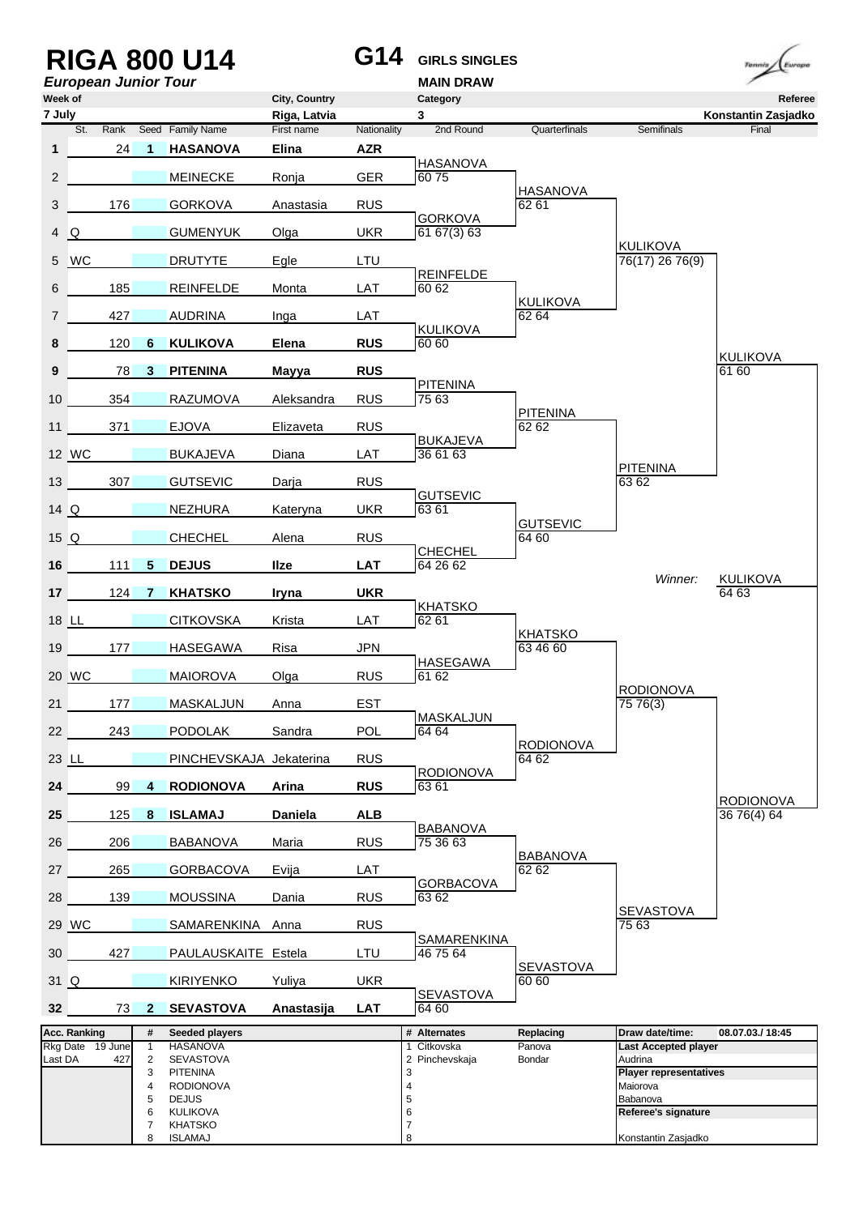# RIGA 800 U14

*European Junior Tour*

**G14** GIRLS SINGLES

MAIN DRAW

| Week of | City, Country | Category | Referee |
|---|---|---|---|
| 7 July | Riga, Latvia | 3 | Konstantin Zasjadko |

| # | St. | Rank | Seed | Family Name | First name | Nationality |
|---|---|---|---|---|---|---|
| 1 | | 24 | 1 | **HASANOVA** | **Elina** | **AZR** |
| 2 | | | | MEINECKE | Ronja | GER |
| 3 | | 176 | | GORKOVA | Anastasia | RUS |
| 4 | Q | | | GUMENYUK | Olga | UKR |
| 5 | WC | | | DRUTYTE | Egle | LTU |
| 6 | | 185 | | REINFELDE | Monta | LAT |
| 7 | | 427 | | AUDRINA | Inga | LAT |
| 8 | | 120 | 6 | **KULIKOVA** | **Elena** | **RUS** |
| 9 | | 78 | 3 | **PITENINA** | **Mayya** | **RUS** |
| 10 | | 354 | | RAZUMOVA | Aleksandra | RUS |
| 11 | | 371 | | EJOVA | Elizaveta | RUS |
| 12 | WC | | | BUKAJEVA | Diana | LAT |
| 13 | | 307 | | GUTSEVIC | Darja | RUS |
| 14 | Q | | | NEZHURA | Kateryna | UKR |
| 15 | Q | | | CHECHEL | Alena | RUS |
| 16 | | 111 | 5 | **DEJUS** | **Ilze** | **LAT** |
| 17 | | 124 | 7 | **KHATSKO** | **Iryna** | **UKR** |
| 18 | LL | | | CITKOVSKA | Krista | LAT |
| 19 | | 177 | | HASEGAWA | Risa | JPN |
| 20 | WC | | | MAIOROVA | Olga | RUS |
| 21 | | 177 | | MASKALJUN | Anna | EST |
| 22 | | 243 | | PODOLAK | Sandra | POL |
| 23 | LL | | | PINCHEVSKAJA | Jekaterina | RUS |
| 24 | | 99 | 4 | **RODIONOVA** | **Arina** | **RUS** |
| 25 | | 125 | 8 | **ISLAMAJ** | **Daniela** | **ALB** |
| 26 | | 206 | | BABANOVA | Maria | RUS |
| 27 | | 265 | | GORBACOVA | Evija | LAT |
| 28 | | 139 | | MOUSSINA | Dania | RUS |
| 29 | WC | | | SAMARENKINA | Anna | RUS |
| 30 | | 427 | | PAULAUSKAITE | Estela | LTU |
| 31 | Q | | | KIRIYENKO | Yuliya | UKR |
| 32 | | 73 | 2 | **SEVASTOVA** | **Anastasija** | **LAT** |

## 2nd Round

| Winner | Score |
|---|---|
| HASANOVA | 60 75 |
| GORKOVA | 61 67(3) 63 |
| REINFELDE | 60 62 |
| KULIKOVA | 60 60 |
| PITENINA | 75 63 |
| BUKAJEVA | 36 61 63 |
| GUTSEVIC | 63 61 |
| CHECHEL | 64 26 62 |
| KHATSKO | 62 61 |
| HASEGAWA | 61 62 |
| MASKALJUN | 64 64 |
| RODIONOVA | 63 61 |
| BABANOVA | 75 36 63 |
| GORBACOVA | 63 62 |
| SAMARENKINA | 46 75 64 |
| SEVASTOVA | 64 60 |

## Quarterfinals

| Winner | Score |
|---|---|
| HASANOVA | 62 61 |
| KULIKOVA | 62 64 |
| PITENINA | 62 62 |
| GUTSEVIC | 64 60 |
| KHATSKO | 63 46 60 |
| RODIONOVA | 64 62 |
| BABANOVA | 62 62 |
| SEVASTOVA | 60 60 |

## Semifinals

| Winner | Score |
|---|---|
| KULIKOVA | 76(17) 26 76(9) |
| PITENINA | 63 62 |
| RODIONOVA | 75 76(3) |
| SEVASTOVA | 75 63 |

## Final

| Winner | Score |
|---|---|
| KULIKOVA | 61 60 |
| RODIONOVA | 36 76(4) 64 |

*Winner:* KULIKOVA 64 63

| Acc. Ranking | | # | Seeded players | # | Alternates | Replacing | Draw date/time: | 08.07.03./ 18:45 |
|---|---|---|---|---|---|---|---|---|
| Rkg Date | 19 June | 1 | HASANOVA | 1 | Citkovska | Panova | **Last Accepted player** | |
| Last DA | 427 | 2 | SEVASTOVA | 2 | Pinchevskaja | Bondar | Audrina | |
| | | 3 | PITENINA | 3 | | | **Player representatives** | |
| | | 4 | RODIONOVA | 4 | | | Maiorova | |
| | | 5 | DEJUS | 5 | | | Babanova | |
| | | 6 | KULIKOVA | 6 | | | **Referee's signature** | |
| | | 7 | KHATSKO | 7 | | | | |
| | | 8 | ISLAMAJ | 8 | | | Konstantin Zasjadko | |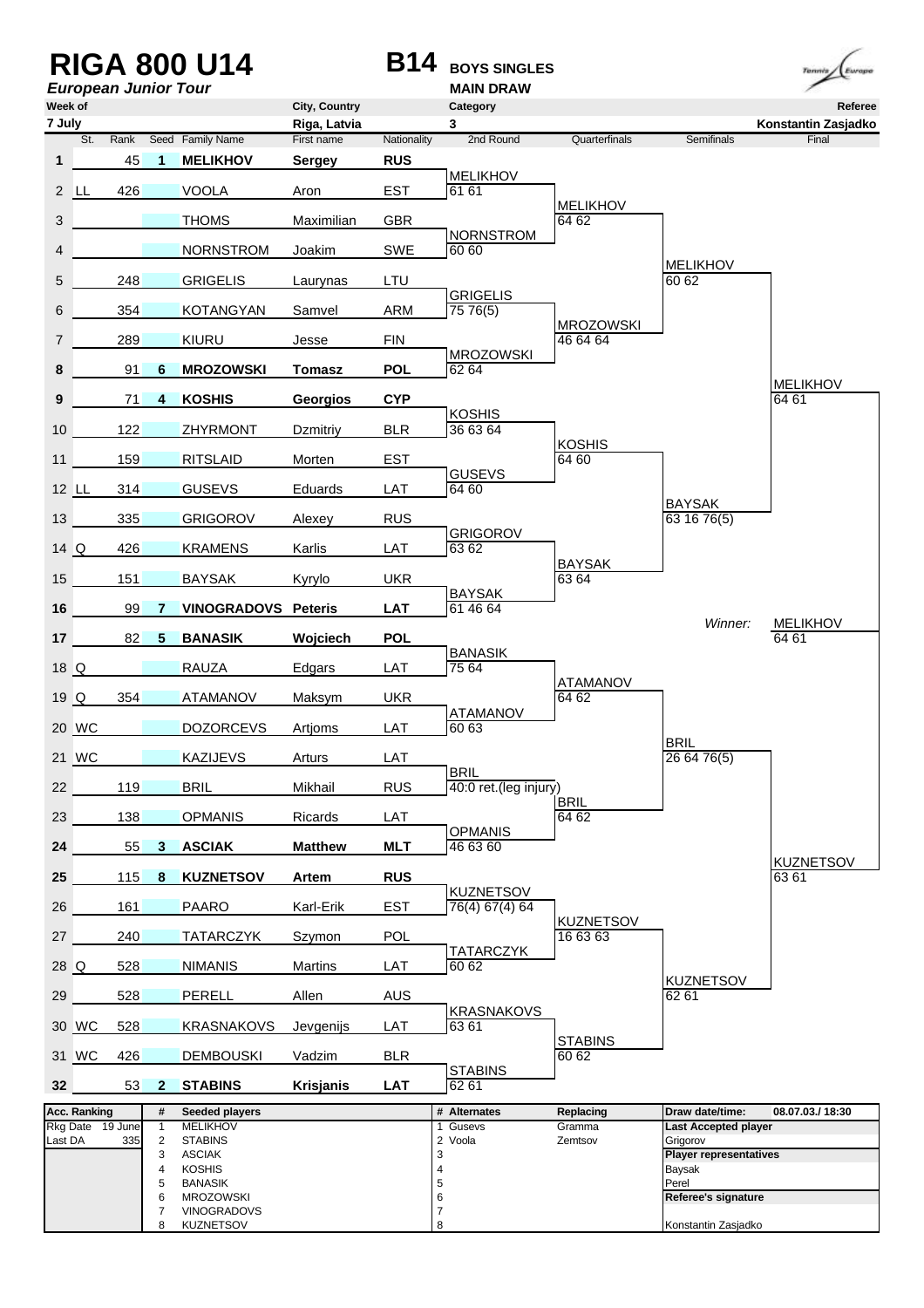# RIGA 800 U14

***European Junior Tour***

**B14** **BOYS SINGLES**
**MAIN DRAW**

| Week of | City, Country | Category | Referee |
|---|---|---|---|
| 7 July | Riga, Latvia | 3 | Konstantin Zasjadko |

| # | St. | Rank | Seed | Family Name | First name | Nationality | 2nd Round | Quarterfinals | Semifinals | Final |
|---|---|---|---|---|---|---|---|---|---|---|
| **1** | | 45 | **1** | **MELIKHOV** | **Sergey** | **RUS** | | | | |
| | | | | | | | MELIKHOV 61 61 | | | |
| 2 | LL | 426 | | VOOLA | Aron | EST | | | | |
| | | | | | | | | MELIKHOV 64 62 | | |
| 3 | | | | THOMS | Maximilian | GBR | | | | |
| | | | | | | | NORNSTROM 60 60 | | | |
| 4 | | | | NORNSTROM | Joakim | SWE | | | | |
| | | | | | | | | | MELIKHOV 60 62 | |
| 5 | | 248 | | GRIGELIS | Laurynas | LTU | | | | |
| | | | | | | | GRIGELIS 75 76(5) | | | |
| 6 | | 354 | | KOTANGYAN | Samvel | ARM | | | | |
| | | | | | | | | MROZOWSKI 46 64 64 | | |
| 7 | | 289 | | KIURU | Jesse | FIN | | | | |
| | | | | | | | MROZOWSKI 62 64 | | | |
| **8** | | 91 | **6** | **MROZOWSKI** | **Tomasz** | **POL** | | | | |
| | | | | | | | | | | MELIKHOV 64 61 |
| **9** | | 71 | **4** | **KOSHIS** | **Georgios** | **CYP** | | | | |
| | | | | | | | KOSHIS 36 63 64 | | | |
| 10 | | 122 | | ZHYRMONT | Dzmitriy | BLR | | | | |
| | | | | | | | | KOSHIS 64 60 | | |
| 11 | | 159 | | RITSLAID | Morten | EST | | | | |
| | | | | | | | GUSEVS 64 60 | | | |
| 12 | LL | 314 | | GUSEVS | Eduards | LAT | | | | |
| | | | | | | | | | BAYSAK 63 16 76(5) | |
| 13 | | 335 | | GRIGOROV | Alexey | RUS | | | | |
| | | | | | | | GRIGOROV 63 62 | | | |
| 14 | Q | 426 | | KRAMENS | Karlis | LAT | | | | |
| | | | | | | | | BAYSAK 63 64 | | |
| 15 | | 151 | | BAYSAK | Kyrylo | UKR | | | | |
| | | | | | | | BAYSAK 61 46 64 | | | |
| **16** | | 99 | **7** | **VINOGRADOVS** | **Peteris** | **LAT** | | | | |
| | | | | | | | | | *Winner:* | MELIKHOV 64 61 |
| **17** | | 82 | **5** | **BANASIK** | **Wojciech** | **POL** | | | | |
| | | | | | | | BANASIK 75 64 | | | |
| 18 | Q | | | RAUZA | Edgars | LAT | | | | |
| | | | | | | | | ATAMANOV 64 62 | | |
| 19 | Q | 354 | | ATAMANOV | Maksym | UKR | | | | |
| | | | | | | | ATAMANOV 60 63 | | | |
| 20 | WC | | | DOZORCEVS | Artjoms | LAT | | | | |
| | | | | | | | | | BRIL 26 64 76(5) | |
| 21 | WC | | | KAZIJEVS | Arturs | LAT | | | | |
| | | | | | | | BRIL 40:0 ret.(leg injury) | | | |
| 22 | | 119 | | BRIL | Mikhail | RUS | | | | |
| | | | | | | | | BRIL 64 62 | | |
| 23 | | 138 | | OPMANIS | Ricards | LAT | | | | |
| | | | | | | | OPMANIS 46 63 60 | | | |
| **24** | | 55 | **3** | **ASCIAK** | **Matthew** | **MLT** | | | | |
| | | | | | | | | | | KUZNETSOV 63 61 |
| **25** | | 115 | **8** | **KUZNETSOV** | **Artem** | **RUS** | | | | |
| | | | | | | | KUZNETSOV 76(4) 67(4) 64 | | | |
| 26 | | 161 | | PAARO | Karl-Erik | EST | | | | |
| | | | | | | | | KUZNETSOV 16 63 63 | | |
| 27 | | 240 | | TATARCZYK | Szymon | POL | | | | |
| | | | | | | | TATARCZYK 60 62 | | | |
| 28 | Q | 528 | | NIMANIS | Martins | LAT | | | | |
| | | | | | | | | | KUZNETSOV 62 61 | |
| 29 | | 528 | | PERELL | Allen | AUS | | | | |
| | | | | | | | KRASNAKOVS 63 61 | | | |
| 30 | WC | 528 | | KRASNAKOVS | Jevgenijs | LAT | | | | |
| | | | | | | | | STABINS 60 62 | | |
| 31 | WC | 426 | | DEMBOUSKI | Vadzim | BLR | | | | |
| | | | | | | | STABINS 62 61 | | | |
| **32** | | 53 | **2** | **STABINS** | **Krisjanis** | **LAT** | | | | |

| Acc. Ranking | | # | Seeded players | # | Alternates | Replacing | Draw date/time: | 08.07.03./ 18:30 |
|---|---|---|---|---|---|---|---|---|
| Rkg Date | 19 June | 1 | MELIKHOV | 1 | Gusevs | Gramma | **Last Accepted player** | |
| Last DA | 335 | 2 | STABINS | 2 | Voola | Zemtsov | Grigorov | |
| | | 3 | ASCIAK | 3 | | | **Player representatives** | |
| | | 4 | KOSHIS | 4 | | | Baysak | |
| | | 5 | BANASIK | 5 | | | Perel | |
| | | 6 | MROZOWSKI | 6 | | | **Referee's signature** | |
| | | 7 | VINOGRADOVS | 7 | | | | |
| | | 8 | KUZNETSOV | 8 | | | Konstantin Zasjadko | |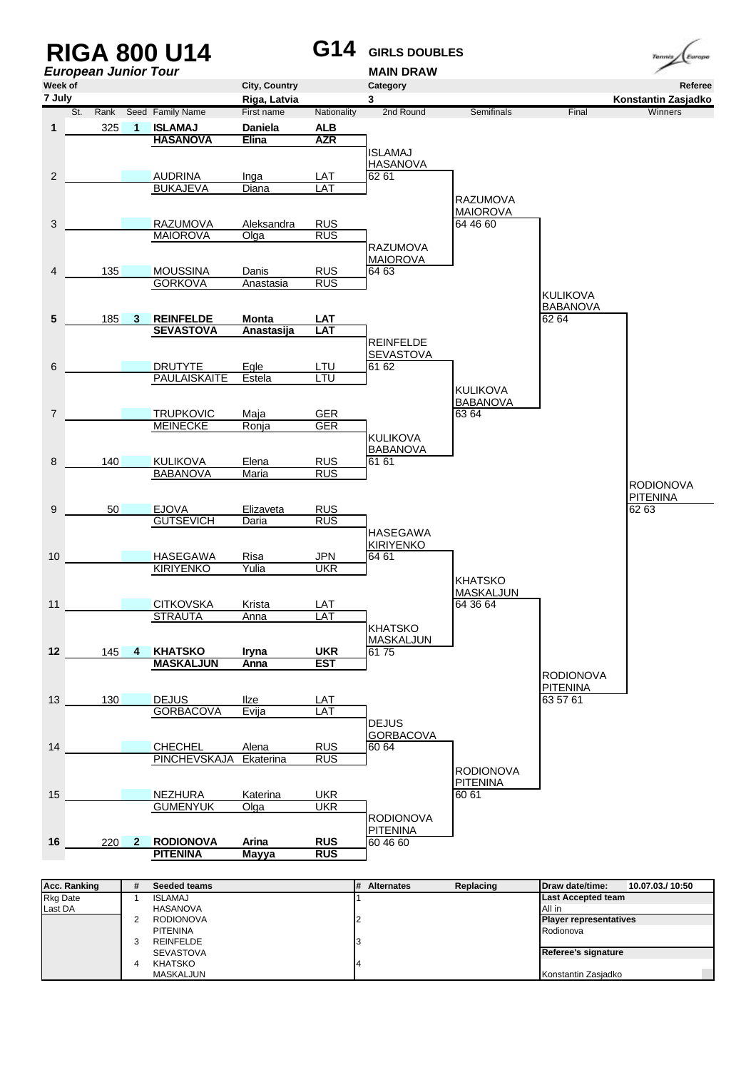# RIGA 800 U14

## G14 GIRLS DOUBLES

*European Junior Tour*

**MAIN DRAW**

| Week of | City, Country | Category | Referee |
|---|---|---|---|
| 7 July | Riga, Latvia | 3 | Konstantin Zasjadko |

| St. | Rank | Seed | Family Name | First name | Nationality |
|---|---|---|---|---|---|
| 1 | 325 | 1 | **ISLAMAJ** | **Daniela** | **ALB** |
| | | | **HASANOVA** | **Elina** | **AZR** |
| 2 | | | AUDRINA | Inga | LAT |
| | | | BUKAJEVA | Diana | LAT |
| 3 | | | RAZUMOVA | Aleksandra | RUS |
| | | | MAIOROVA | Olga | RUS |
| 4 | 135 | | MOUSSINA | Danis | RUS |
| | | | GORKOVA | Anastasia | RUS |
| 5 | 185 | 3 | **REINFELDE** | **Monta** | **LAT** |
| | | | **SEVASTOVA** | **Anastasija** | **LAT** |
| 6 | | | DRUTYTE | Egle | LTU |
| | | | PAULAISKAITE | Estela | LTU |
| 7 | | | TRUPKOVIC | Maja | GER |
| | | | MEINECKE | Ronja | GER |
| 8 | 140 | | KULIKOVA | Elena | RUS |
| | | | BABANOVA | Maria | RUS |
| 9 | 50 | | EJOVA | Elizaveta | RUS |
| | | | GUTSEVICH | Daria | RUS |
| 10 | | | HASEGAWA | Risa | JPN |
| | | | KIRIYENKO | Yulia | UKR |
| 11 | | | CITKOVSKA | Krista | LAT |
| | | | STRAUTA | Anna | LAT |
| 12 | 145 | 4 | **KHATSKO** | **Iryna** | **UKR** |
| | | | **MASKALJUN** | **Anna** | **EST** |
| 13 | 130 | | DEJUS | Ilze | LAT |
| | | | GORBACOVA | Evija | LAT |
| 14 | | | CHECHEL | Alena | RUS |
| | | | PINCHEVSKAJA | Ekaterina | RUS |
| 15 | | | NEZHURA | Katerina | UKR |
| | | | GUMENYUK | Olga | UKR |
| 16 | 220 | 2 | **RODIONOVA** | **Arina** | **RUS** |
| | | | **PITENINA** | **Mayya** | **RUS** |

**2nd Round**

- ISLAMAJ / HASANOVA 62 61
- RAZUMOVA / MAIOROVA 64 63
- REINFELDE / SEVASTOVA 61 62
- KULIKOVA / BABANOVA 61 61
- HASEGAWA / KIRIYENKO 64 61
- KHATSKO / MASKALJUN 61 75
- DEJUS / GORBACOVA 60 64
- RODIONOVA / PITENINA 60 46 60

**Semifinals**

- RAZUMOVA / MAIOROVA 64 46 60
- KULIKOVA / BABANOVA 63 64
- KHATSKO / MASKALJUN 64 36 64
- RODIONOVA / PITENINA 60 61

**Final**

- KULIKOVA / BABANOVA 62 64
- RODIONOVA / PITENINA 63 57 61

**Winners**

- RODIONOVA / PITENINA 62 63

| Acc. Ranking | # | Seeded teams | # | Alternates | Replacing |
|---|---|---|---|---|---|
| Rkg Date | 1 | ISLAMAJ | 1 | | |
| Last DA | | HASANOVA | | | |
| | 2 | RODIONOVA | 2 | | |
| | | PITENINA | | | |
| | 3 | REINFELDE | 3 | | |
| | | SEVASTOVA | | | |
| | 4 | KHATSKO | 4 | | |
| | | MASKALJUN | | | |

| Draw date/time: | 10.07.03./ 10:50 |
|---|---|
| **Last Accepted team** | |
| All in | |
| **Player representatives** | |
| Rodionova | |
| **Referee's signature** | |
| Konstantin Zasjadko | |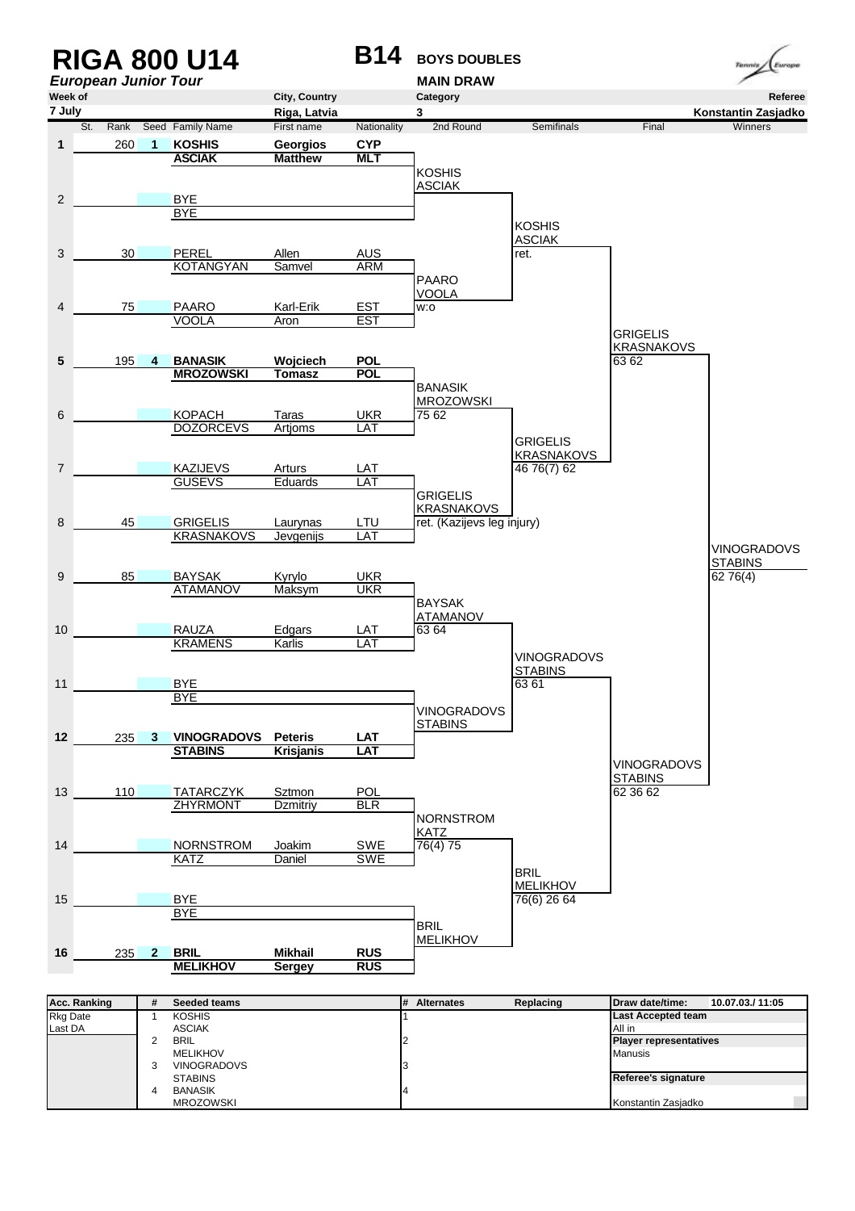# RIGA 800 U14

***European Junior Tour***

## B14 BOYS DOUBLES

**MAIN DRAW**

| Week of | City, Country | Category | Referee |
|---|---|---|---|
| 7 July | Riga, Latvia | 3 | Konstantin Zasjadko |

| St. | Rank | Seed | Family Name | First name | Nationality | 2nd Round | Semifinals | Final | Winners |
|---|---|---|---|---|---|---|---|---|---|
| 1 | 260 | 1 | **KOSHIS** | **Georgios** | **CYP** | | | | |
| | | | **ASCIAK** | **Matthew** | **MLT** | KOSHIS / ASCIAK | | | |
| 2 | | | BYE | | | | | | |
| | | | BYE | | | | KOSHIS / ASCIAK ret. | | |
| 3 | 30 | | PEREL | Allen | AUS | | | | |
| | | | KOTANGYAN | Samvel | ARM | PAARO / VOOLA w:o | | | |
| 4 | 75 | | PAARO | Karl-Erik | EST | | | | |
| | | | VOOLA | Aron | EST | | | GRIGELIS / KRASNAKOVS 63 62 | |
| 5 | 195 | 4 | **BANASIK** | **Wojciech** | **POL** | | | | |
| | | | **MROZOWSKI** | **Tomasz** | **POL** | BANASIK / MROZOWSKI 75 62 | | | |
| 6 | | | KOPACH | Taras | UKR | | | | |
| | | | DOZORCEVS | Artjoms | LAT | | GRIGELIS / KRASNAKOVS 46 76(7) 62 | | |
| 7 | | | KAZIJEVS | Arturs | LAT | | | | |
| | | | GUSEVS | Eduards | LAT | GRIGELIS / KRASNAKOVS ret. (Kazijevs leg injury) | | | |
| 8 | 45 | | GRIGELIS | Laurynas | LTU | | | | |
| | | | KRASNAKOVS | Jevgenijs | LAT | | | | VINOGRADOVS / STABINS 62 76(4) |
| 9 | 85 | | BAYSAK | Kyrylo | UKR | | | | |
| | | | ATAMANOV | Maksym | UKR | BAYSAK / ATAMANOV 63 64 | | | |
| 10 | | | RAUZA | Edgars | LAT | | | | |
| | | | KRAMENS | Karlis | LAT | | VINOGRADOVS / STABINS 63 61 | | |
| 11 | | | BYE | | | | | | |
| | | | BYE | | | VINOGRADOVS / STABINS | | | |
| 12 | 235 | 3 | **VINOGRADOVS** | **Peteris** | **LAT** | | | | |
| | | | **STABINS** | **Krisjanis** | **LAT** | | | VINOGRADOVS / STABINS 62 36 62 | |
| 13 | 110 | | TATARCZYK | Sztmon | POL | | | | |
| | | | ZHYRMONT | Dzmitriy | BLR | NORNSTROM / KATZ 76(4) 75 | | | |
| 14 | | | NORNSTROM | Joakim | SWE | | | | |
| | | | KATZ | Daniel | SWE | | BRIL / MELIKHOV 76(6) 26 64 | | |
| 15 | | | BYE | | | | | | |
| | | | BYE | | | BRIL / MELIKHOV | | | |
| 16 | 235 | 2 | **BRIL** | **Mikhail** | **RUS** | | | | |
| | | | **MELIKHOV** | **Sergey** | **RUS** | | | | |

| Acc. Ranking | # | Seeded teams | # | Alternates | Replacing | Draw date/time: 10.07.03./ 11:05 |
|---|---|---|---|---|---|---|
| Rkg Date | 1 | KOSHIS | 1 | | | **Last Accepted team** |
| Last DA | | ASCIAK | | | | All in |
| | 2 | BRIL | 2 | | | **Player representatives** |
| | | MELIKHOV | | | | Manusis |
| | 3 | VINOGRADOVS | 3 | | | |
| | | STABINS | | | | **Referee's signature** |
| | 4 | BANASIK | 4 | | | |
| | | MROZOWSKI | | | | Konstantin Zasjadko |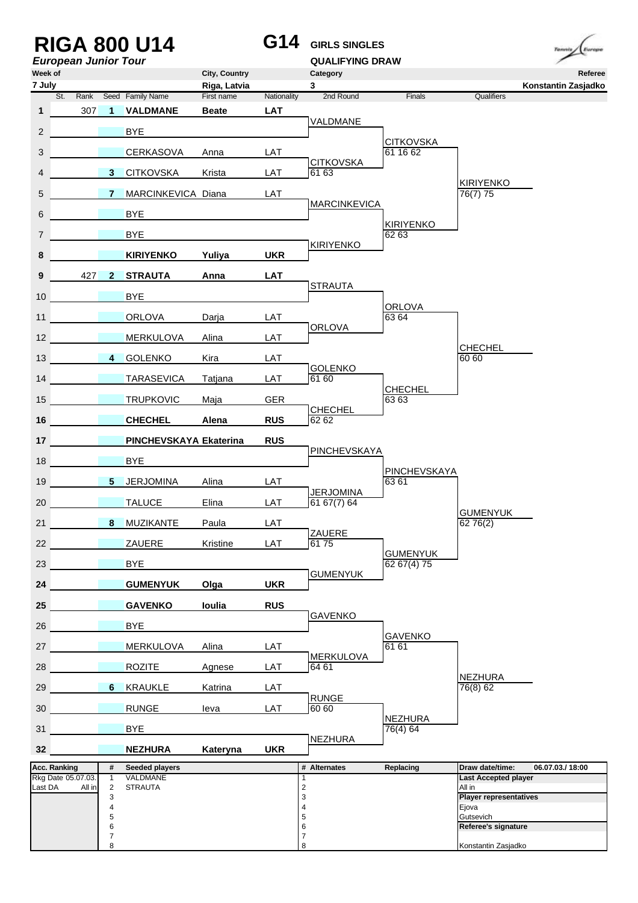# RIGA 800 U14

*European Junior Tour*

**G14** **GIRLS SINGLES**

**QUALIFYING DRAW**

| Week of | City, Country | Category | Referee |
|---|---|---|---|
| 7 July | Riga, Latvia | 3 | Konstantin Zasjadko |

| # | St. | Rank | Seed | Family Name | First name | Nationality | 2nd Round | Finals | Qualifiers |
|---|---|---|---|---|---|---|---|---|---|
| 1 | | 307 | 1 | **VALDMANE** | **Beate** | **LAT** | VALDMANE | | |
| 2 | | | | BYE | | | | CITKOVSKA 61 16 62 | |
| 3 | | | | CERKASOVA | Anna | LAT | CITKOVSKA 61 63 | | |
| 4 | | | 3 | CITKOVSKA | Krista | LAT | | | KIRIYENKO 76(7) 75 |
| 5 | | | 7 | MARCINKEVICA | Diana | LAT | MARCINKEVICA | | |
| 6 | | | | BYE | | | | KIRIYENKO 62 63 | |
| 7 | | | | BYE | | | KIRIYENKO | | |
| 8 | | | | **KIRIYENKO** | **Yuliya** | **UKR** | | | |
| 9 | | 427 | 2 | **STRAUTA** | **Anna** | **LAT** | STRAUTA | | |
| 10 | | | | BYE | | | | ORLOVA 63 64 | |
| 11 | | | | ORLOVA | Darja | LAT | ORLOVA | | |
| 12 | | | | MERKULOVA | Alina | LAT | | | CHECHEL 60 60 |
| 13 | | | 4 | GOLENKO | Kira | LAT | GOLENKO 61 60 | | |
| 14 | | | | TARASEVICA | Tatjana | LAT | | CHECHEL 63 63 | |
| 15 | | | | TRUPKOVIC | Maja | GER | CHECHEL 62 62 | | |
| 16 | | | | **CHECHEL** | **Alena** | **RUS** | | | |
| 17 | | | | **PINCHEVSKAYA** | **Ekaterina** | **RUS** | PINCHEVSKAYA | | |
| 18 | | | | BYE | | | | PINCHEVSKAYA 63 61 | |
| 19 | | | 5 | JERJOMINA | Alina | LAT | JERJOMINA 61 67(7) 64 | | |
| 20 | | | | TALUCE | Elina | LAT | | | GUMENYUK 62 76(2) |
| 21 | | | 8 | MUZIKANTE | Paula | LAT | ZAUERE 61 75 | | |
| 22 | | | | ZAUERE | Kristine | LAT | | GUMENYUK 62 67(4) 75 | |
| 23 | | | | BYE | | | GUMENYUK | | |
| 24 | | | | **GUMENYUK** | **Olga** | **UKR** | | | |
| 25 | | | | **GAVENKO** | **Ioulia** | **RUS** | GAVENKO | | |
| 26 | | | | BYE | | | | GAVENKO 61 61 | |
| 27 | | | | MERKULOVA | Alina | LAT | MERKULOVA 64 61 | | |
| 28 | | | | ROZITE | Agnese | LAT | | | NEZHURA 76(8) 62 |
| 29 | | | 6 | KRAUKLE | Katrina | LAT | RUNGE 60 60 | | |
| 30 | | | | RUNGE | Ieva | LAT | | NEZHURA 76(4) 64 | |
| 31 | | | | BYE | | | NEZHURA | | |
| 32 | | | | **NEZHURA** | **Kateryna** | **UKR** | | | |

| Acc. Ranking | # | Seeded players | # | Alternates | Replacing | Draw date/time: 06.07.03./ 18:00 |
|---|---|---|---|---|---|---|
| Rkg Date 05.07.03. | 1 | VALDMANE | 1 | | | **Last Accepted player** |
| Last DA All in | 2 | STRAUTA | 2 | | | All in |
| | 3 | | 3 | | | **Player representatives** |
| | 4 | | 4 | | | Ejova |
| | 5 | | 5 | | | Gutsevich |
| | 6 | | 6 | | | **Referee's signature** |
| | 7 | | 7 | | | |
| | 8 | | 8 | | | Konstantin Zasjadko |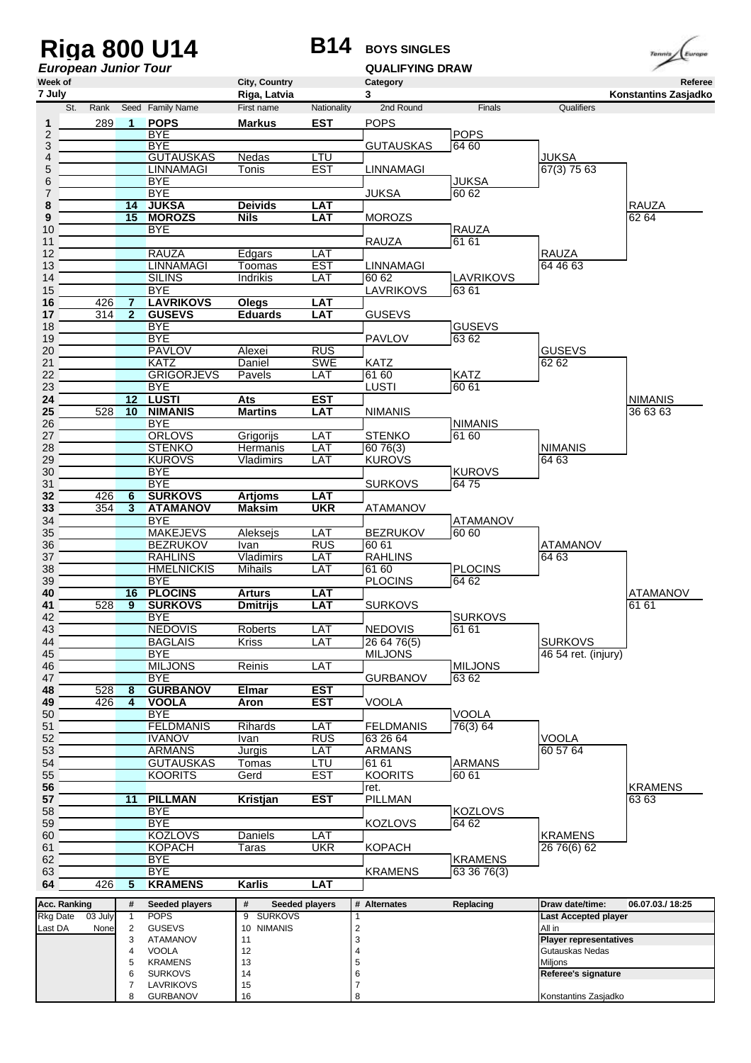# Riga 800 U14

*European Junior Tour*

**B14** **BOYS SINGLES**

**QUALIFYING DRAW**

| Week of | City, Country | Category | Referee |
|---|---|---|---|
| 7 July | Riga, Latvia | 3 | Konstantins Zasjadko |

| # | St. | Rank | Seed | Family Name | First name | Nationality | 2nd Round | Finals | Qualifiers |
|---|---|---|---|---|---|---|---|---|---|
| 1 | | 289 | 1 | **POPS** | **Markus** | **EST** | POPS | | |
| 2 | | | | BYE | | | | POPS | |
| 3 | | | | BYE | | | GUTAUSKAS | 64 60 | |
| 4 | | | | GUTAUSKAS | Nedas | LTU | | | JUKSA |
| 5 | | | | LINNAMAGI | Tonis | EST | LINNAMAGI | | 67(3) 75 63 |
| 6 | | | | BYE | | | | JUKSA | |
| 7 | | | | BYE | | | JUKSA | 60 62 | |
| 8 | | | 14 | **JUKSA** | **Deivids** | **LAT** | | | RAUZA |
| 9 | | | 15 | **MOROZS** | **Nils** | **LAT** | MOROZS | | 62 64 |
| 10 | | | | BYE | | | | RAUZA | |
| 11 | | | | | | | RAUZA | 61 61 | |
| 12 | | | | RAUZA | Edgars | LAT | | | RAUZA |
| 13 | | | | LINNAMAGI | Toomas | EST | LINNAMAGI | | 64 46 63 |
| 14 | | | | SILINS | Indrikis | LAT | 60 62 | LAVRIKOVS | |
| 15 | | | | BYE | | | LAVRIKOVS | 63 61 | |
| 16 | | 426 | 7 | **LAVRIKOVS** | **Olegs** | **LAT** | | | |
| 17 | | 314 | 2 | **GUSEVS** | **Eduards** | **LAT** | GUSEVS | | |
| 18 | | | | BYE | | | | GUSEVS | |
| 19 | | | | BYE | | | PAVLOV | 63 62 | |
| 20 | | | | PAVLOV | Alexei | RUS | | | GUSEVS |
| 21 | | | | KATZ | Daniel | SWE | KATZ | | 62 62 |
| 22 | | | | GRIGORJEVS | Pavels | LAT | 61 60 | KATZ | |
| 23 | | | | BYE | | | LUSTI | 60 61 | |
| 24 | | | 12 | **LUSTI** | **Ats** | **EST** | | | NIMANIS |
| 25 | | 528 | 10 | **NIMANIS** | **Martins** | **LAT** | NIMANIS | | 36 63 63 |
| 26 | | | | BYE | | | | NIMANIS | |
| 27 | | | | ORLOVS | Grigorijs | LAT | STENKO | 61 60 | |
| 28 | | | | STENKO | Hermanis | LAT | 60 76(3) | | NIMANIS |
| 29 | | | | KUROVS | Vladimirs | LAT | KUROVS | | 64 63 |
| 30 | | | | BYE | | | | KUROVS | |
| 31 | | | | BYE | | | SURKOVS | 64 75 | |
| 32 | | 426 | 6 | **SURKOVS** | **Artjoms** | **LAT** | | | |
| 33 | | 354 | 3 | **ATAMANOV** | **Maksim** | **UKR** | ATAMANOV | | |
| 34 | | | | BYE | | | | ATAMANOV | |
| 35 | | | | MAKEJEVS | Aleksejs | LAT | BEZRUKOV | 60 60 | |
| 36 | | | | BEZRUKOV | Ivan | RUS | 60 61 | | ATAMANOV |
| 37 | | | | RAHLINS | Vladimirs | LAT | RAHLINS | | 64 63 |
| 38 | | | | HMELNICKIS | Mihails | LAT | 61 60 | PLOCINS | |
| 39 | | | | BYE | | | PLOCINS | 64 62 | |
| 40 | | | 16 | **PLOCINS** | **Arturs** | **LAT** | | | ATAMANOV |
| 41 | | 528 | 9 | **SURKOVS** | **Dmitrijs** | **LAT** | SURKOVS | | 61 61 |
| 42 | | | | BYE | | | | SURKOVS | |
| 43 | | | | NEDOVIS | Roberts | LAT | NEDOVIS | 61 61 | |
| 44 | | | | BAGLAIS | Kriss | LAT | 26 64 76(5) | | SURKOVS |
| 45 | | | | BYE | | | MILJONS | | 46 54 ret. (injury) |
| 46 | | | | MILJONS | Reinis | LAT | | MILJONS | |
| 47 | | | | BYE | | | GURBANOV | 63 62 | |
| 48 | | 528 | 8 | **GURBANOV** | **Elmar** | **EST** | | | |
| 49 | | 426 | 4 | **VOOLA** | **Aron** | **EST** | VOOLA | | |
| 50 | | | | BYE | | | | VOOLA | |
| 51 | | | | FELDMANIS | Rihards | LAT | FELDMANIS | 76(3) 64 | |
| 52 | | | | IVANOV | Ivan | RUS | 63 26 64 | | VOOLA |
| 53 | | | | ARMANS | Jurgis | LAT | ARMANS | | 60 57 64 |
| 54 | | | | GUTAUSKAS | Tomas | LTU | 61 61 | ARMANS | |
| 55 | | | | KOORITS | Gerd | EST | KOORITS | 60 61 | |
| 56 | | | | | | | ret. | | KRAMENS |
| 57 | | | 11 | **PILLMAN** | **Kristjan** | **EST** | PILLMAN | | 63 63 |
| 58 | | | | BYE | | | | KOZLOVS | |
| 59 | | | | BYE | | | KOZLOVS | 64 62 | |
| 60 | | | | KOZLOVS | Daniels | LAT | | | KRAMENS |
| 61 | | | | KOPACH | Taras | UKR | KOPACH | | 26 76(6) 62 |
| 62 | | | | BYE | | | | KRAMENS | |
| 63 | | | | BYE | | | KRAMENS | 63 36 76(3) | |
| 64 | | 426 | 5 | **KRAMENS** | **Karlis** | **LAT** | | | |

| Acc. Ranking | | # | Seeded players | # | Seeded players | # | Alternates | Replacing | Draw date/time: 06.07.03./ 18:25 |
|---|---|---|---|---|---|---|---|---|---|
| Rkg Date | 03 July | 1 | POPS | 9 | SURKOVS | 1 | | | **Last Accepted player** |
| Last DA | None | 2 | GUSEVS | 10 | NIMANIS | 2 | | | All in |
| | | 3 | ATAMANOV | 11 | | 3 | | | **Player representatives** |
| | | 4 | VOOLA | 12 | | 4 | | | Gutauskas Nedas |
| | | 5 | KRAMENS | 13 | | 5 | | | Miljons |
| | | 6 | SURKOVS | 14 | | 6 | | | **Referee's signature** |
| | | 7 | LAVRIKOVS | 15 | | 7 | | | |
| | | 8 | GURBANOV | 16 | | 8 | | | Konstantins Zasjadko |